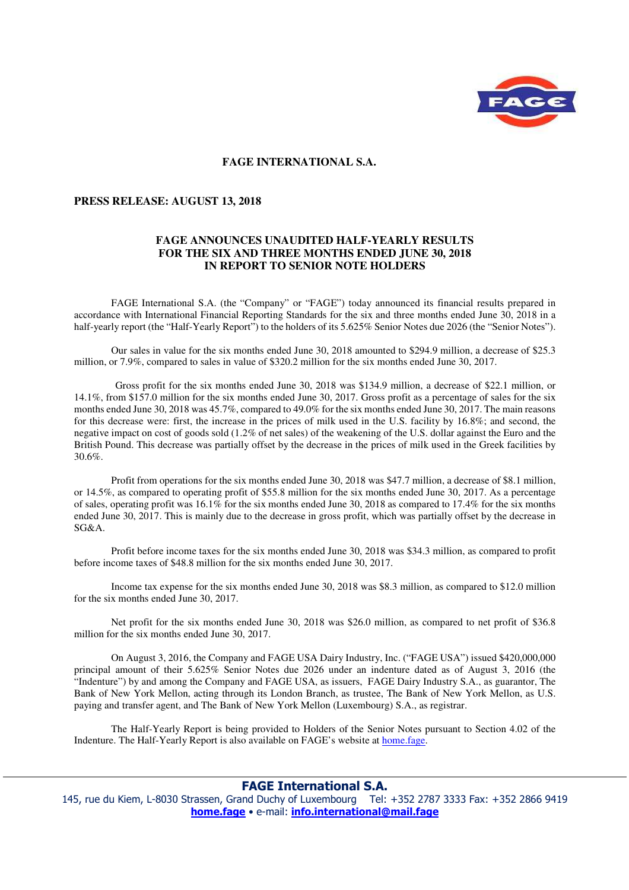# FAGE INTERNATIONAL S.A.

**PRESS RELEASE: AUGUST 13, 2018**

## FAGE ANNOUNCES UNAUDITED HALF-YEARLY RESULTS FOR THE SIX AND THREE MONTHS ENDED JUNE 30, 2018 IN REPORT TO SENIOR NOTE HOLDERS

FAGE International S.A. (the "Company" or "FAGE") today announced its financial results prepared in accordance with International Financial Reporting Standards for the six and three months ended June 30, 2018 in a half-yearly report (the "Half-Yearly Report") to the holders of its 5.625% Senior Notes due 2026 (the "Senior Notes").

Our sales in value for the six months ended June 30, 2018 amounted to $294.9 million, a decrease of $25.3 million, or 7.9%, compared to sales in value of $320.2 million for the six months ended June 30, 2017.

Gross profit for the six months ended June 30, 2018 was $134.9 million, a decrease of $22.1 million, or 14.1%, from $157.0 million for the six months ended June 30, 2017. Gross profit as a percentage of sales for the six months ended June 30, 2018 was 45.7%, compared to 49.0% for the six months ended June 30, 2017. The main reasons for this decrease were: first, the increase in the prices of milk used in the U.S. facility by 16.8%; and second, the negative impact on cost of goods sold (1.2% of net sales) of the weakening of the U.S. dollar against the Euro and the British Pound. This decrease was partially offset by the decrease in the prices of milk used in the Greek facilities by 30.6%.

Profit from operations for the six months ended June 30, 2018 was $47.7 million, a decrease of $8.1 million, or 14.5%, as compared to operating profit of $55.8 million for the six months ended June 30, 2017. As a percentage of sales, operating profit was 16.1% for the six months ended June 30, 2018 as compared to 17.4% for the six months ended June 30, 2017. This is mainly due to the decrease in gross profit, which was partially offset by the decrease in SG&A.

Profit before income taxes for the six months ended June 30, 2018 was $34.3 million, as compared to profit before income taxes of $48.8 million for the six months ended June 30, 2017.

Income tax expense for the six months ended June 30, 2018 was $8.3 million, as compared to $12.0 million for the six months ended June 30, 2017.

Net profit for the six months ended June 30, 2018 was $26.0 million, as compared to net profit of $36.8 million for the six months ended June 30, 2017.

On August 3, 2016, the Company and FAGE USA Dairy Industry, Inc. ("FAGE USA") issued $420,000,000 principal amount of their 5.625% Senior Notes due 2026 under an indenture dated as of August 3, 2016 (the "Indenture") by and among the Company and FAGE USA, as issuers, FAGE Dairy Industry S.A., as guarantor, The Bank of New York Mellon, acting through its London Branch, as trustee, The Bank of New York Mellon, as U.S. paying and transfer agent, and The Bank of New York Mellon (Luxembourg) S.A., as registrar.

The Half-Yearly Report is being provided to Holders of the Senior Notes pursuant to Section 4.02 of the Indenture. The Half-Yearly Report is also available on FAGE's website at home.fage.

**FAGE International S.A.**
145, rue du Kiem, L-8030 Strassen, Grand Duchy of Luxembourg Tel: +352 2787 3333 Fax: +352 2866 9419
**home.fage** • e-mail: **info.international@mail.fage**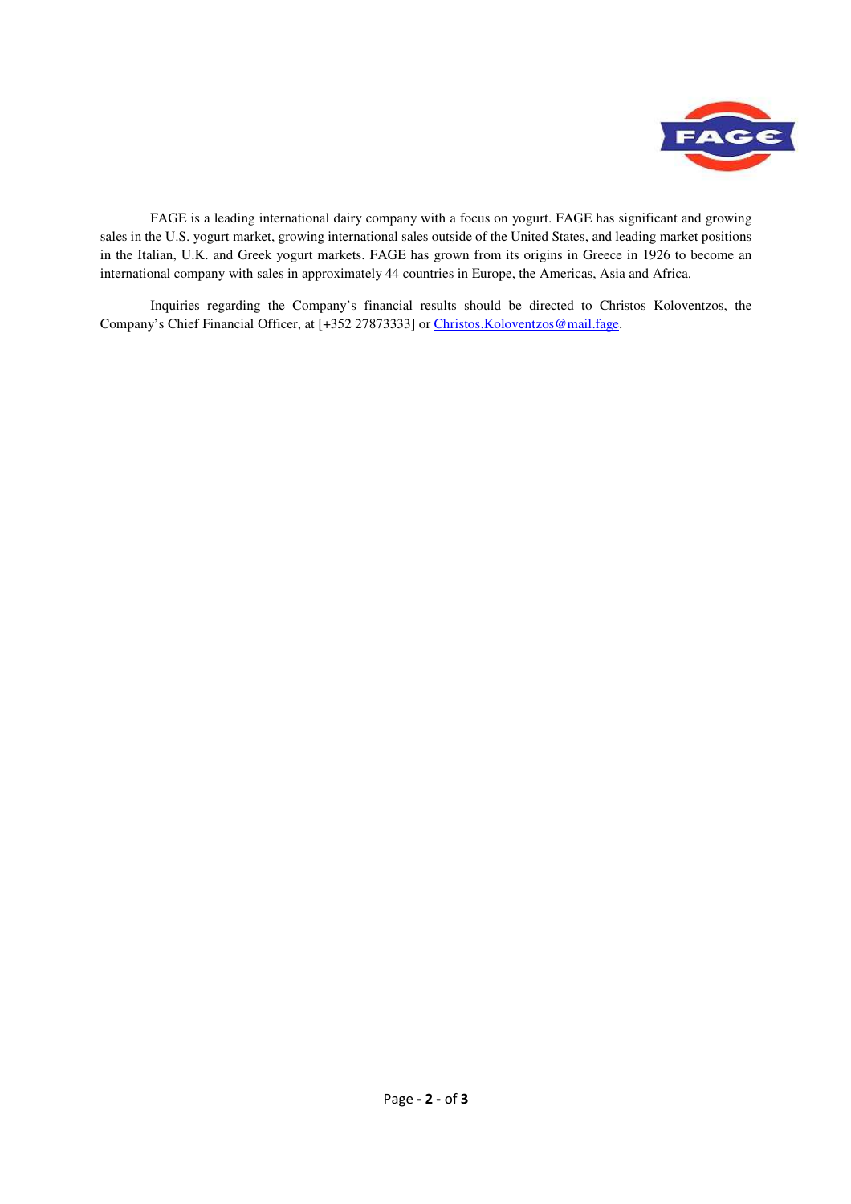FAGE is a leading international dairy company with a focus on yogurt. FAGE has significant and growing sales in the U.S. yogurt market, growing international sales outside of the United States, and leading market positions in the Italian, U.K. and Greek yogurt markets. FAGE has grown from its origins in Greece in 1926 to become an international company with sales in approximately 44 countries in Europe, the Americas, Asia and Africa.

Inquiries regarding the Company's financial results should be directed to Christos Koloventzos, the Company's Chief Financial Officer, at [+352 27873333] or Christos.Koloventzos@mail.fage.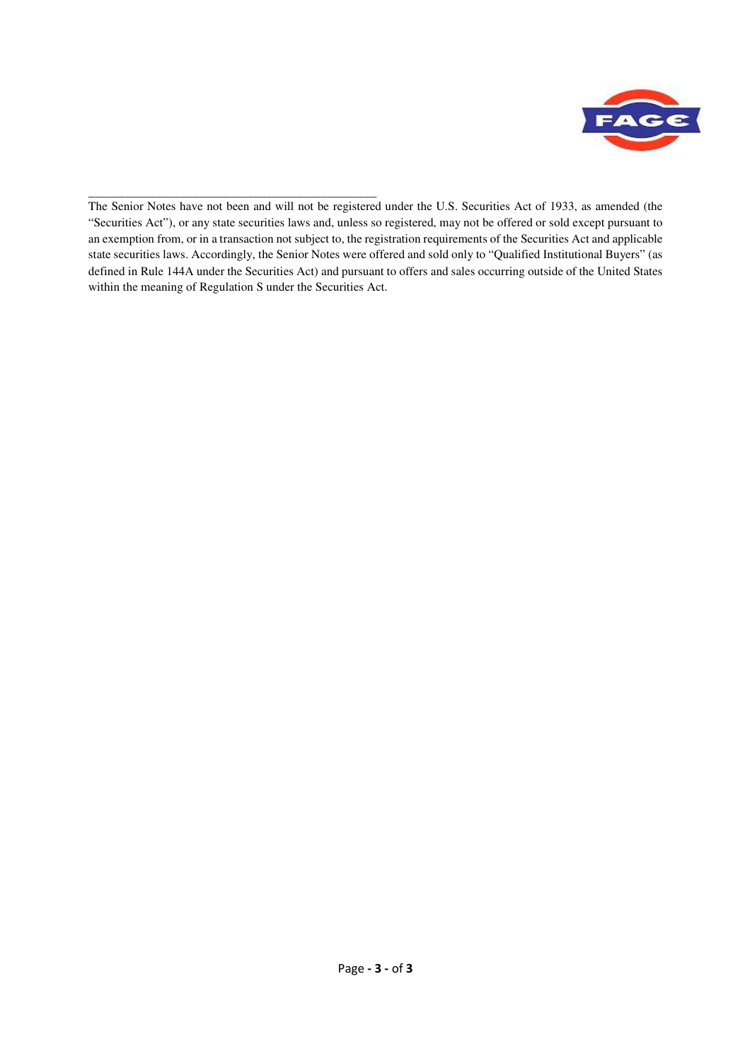---

The Senior Notes have not been and will not be registered under the U.S. Securities Act of 1933, as amended (the "Securities Act"), or any state securities laws and, unless so registered, may not be offered or sold except pursuant to an exemption from, or in a transaction not subject to, the registration requirements of the Securities Act and applicable state securities laws. Accordingly, the Senior Notes were offered and sold only to "Qualified Institutional Buyers" (as defined in Rule 144A under the Securities Act) and pursuant to offers and sales occurring outside of the United States within the meaning of Regulation S under the Securities Act.